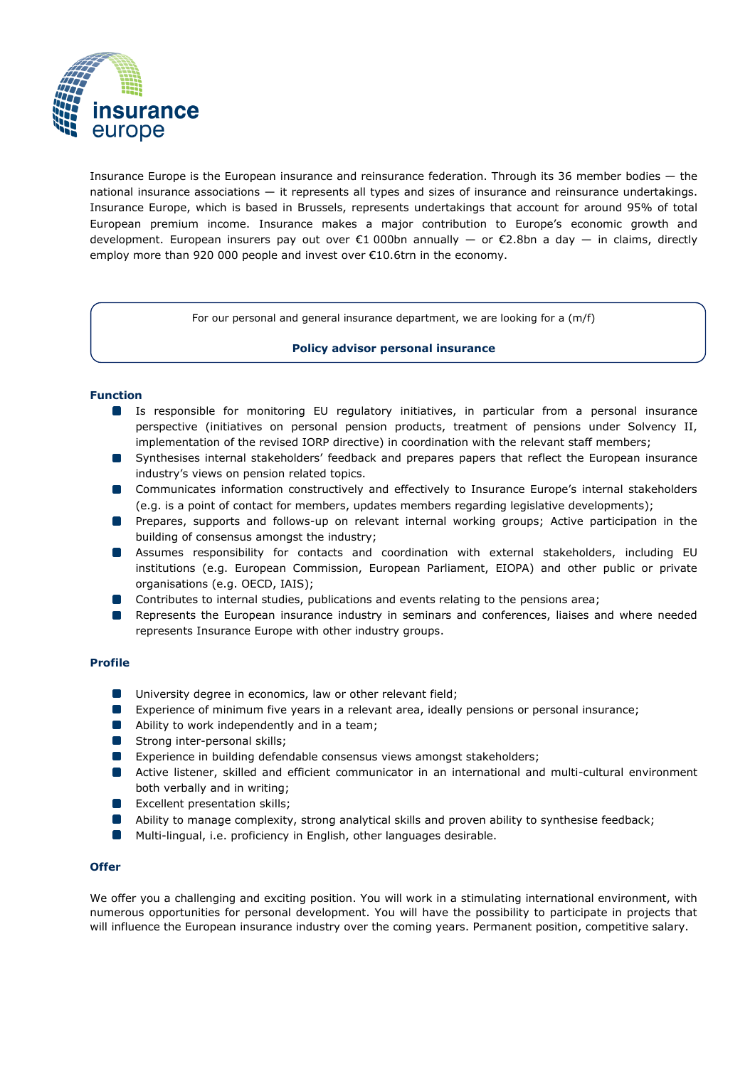insurance europe

Insurance Europe is the European insurance and reinsurance federation. Through its 36 member bodies — the national insurance associations — it represents all types and sizes of insurance and reinsurance undertakings. Insurance Europe, which is based in Brussels, represents undertakings that account for around 95% of total European premium income. Insurance makes a major contribution to Europe's economic growth and development. European insurers pay out over €1 000bn annually — or €2.8bn a day — in claims, directly employ more than 920 000 people and invest over €10.6trn in the economy.

For our personal and general insurance department, we are looking for a (m/f)

**Policy advisor personal insurance**

## Function

- Is responsible for monitoring EU regulatory initiatives, in particular from a personal insurance perspective (initiatives on personal pension products, treatment of pensions under Solvency II, implementation of the revised IORP directive) in coordination with the relevant staff members;
- Synthesises internal stakeholders' feedback and prepares papers that reflect the European insurance industry's views on pension related topics.
- Communicates information constructively and effectively to Insurance Europe's internal stakeholders (e.g. is a point of contact for members, updates members regarding legislative developments);
- Prepares, supports and follows-up on relevant internal working groups; Active participation in the building of consensus amongst the industry;
- Assumes responsibility for contacts and coordination with external stakeholders, including EU institutions (e.g. European Commission, European Parliament, EIOPA) and other public or private organisations (e.g. OECD, IAIS);
- Contributes to internal studies, publications and events relating to the pensions area;
- Represents the European insurance industry in seminars and conferences, liaises and where needed represents Insurance Europe with other industry groups.

## Profile

- University degree in economics, law or other relevant field;
- Experience of minimum five years in a relevant area, ideally pensions or personal insurance;
- Ability to work independently and in a team;
- Strong inter-personal skills;
- Experience in building defendable consensus views amongst stakeholders;
- Active listener, skilled and efficient communicator in an international and multi-cultural environment both verbally and in writing;
- Excellent presentation skills;
- Ability to manage complexity, strong analytical skills and proven ability to synthesise feedback;
- Multi-lingual, i.e. proficiency in English, other languages desirable.

## Offer

We offer you a challenging and exciting position. You will work in a stimulating international environment, with numerous opportunities for personal development. You will have the possibility to participate in projects that will influence the European insurance industry over the coming years. Permanent position, competitive salary.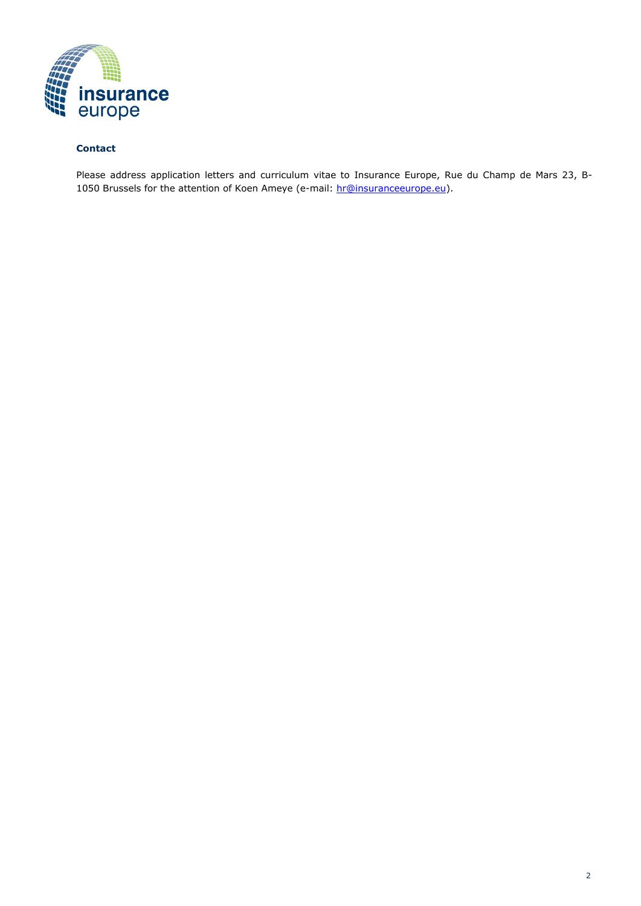### Contact

Please address application letters and curriculum vitae to Insurance Europe, Rue du Champ de Mars 23, B-1050 Brussels for the attention of Koen Ameye (e-mail: hr@insuranceeurope.eu).